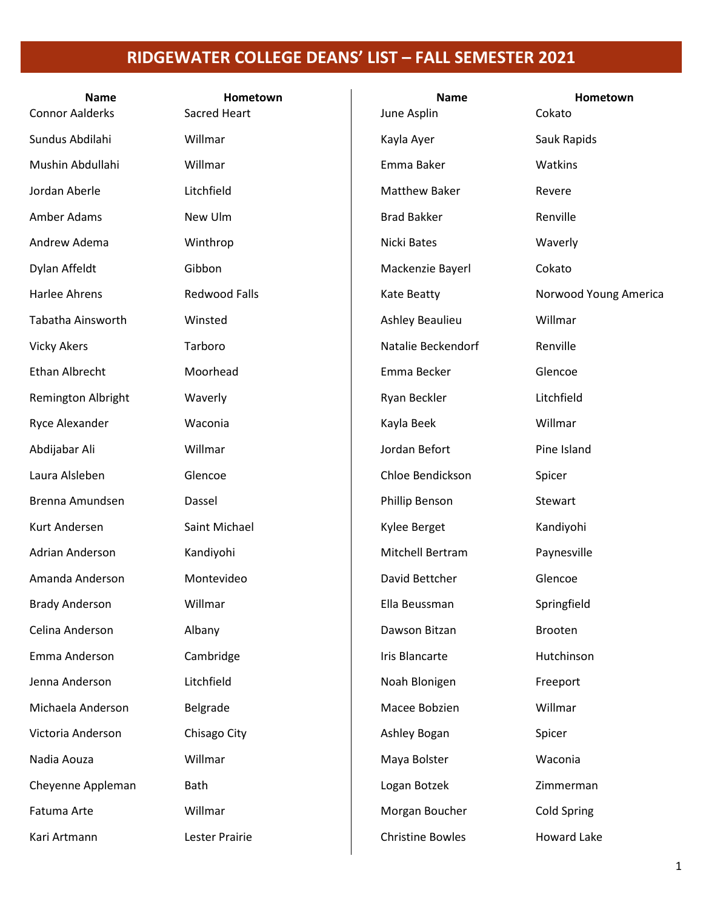# RIDGEWATER COLLEGE DEANS' LIST – FALL SEMESTER 2021

| Name | Hometown |
|---|---|
| Connor Aalderks | Sacred Heart |
| Sundus Abdilahi | Willmar |
| Mushin Abdullahi | Willmar |
| Jordan Aberle | Litchfield |
| Amber Adams | New Ulm |
| Andrew Adema | Winthrop |
| Dylan Affeldt | Gibbon |
| Harlee Ahrens | Redwood Falls |
| Tabatha Ainsworth | Winsted |
| Vicky Akers | Tarboro |
| Ethan Albrecht | Moorhead |
| Remington Albright | Waverly |
| Ryce Alexander | Waconia |
| Abdijabar Ali | Willmar |
| Laura Alsleben | Glencoe |
| Brenna Amundsen | Dassel |
| Kurt Andersen | Saint Michael |
| Adrian Anderson | Kandiyohi |
| Amanda Anderson | Montevideo |
| Brady Anderson | Willmar |
| Celina Anderson | Albany |
| Emma Anderson | Cambridge |
| Jenna Anderson | Litchfield |
| Michaela Anderson | Belgrade |
| Victoria Anderson | Chisago City |
| Nadia Aouza | Willmar |
| Cheyenne Appleman | Bath |
| Fatuma Arte | Willmar |
| Kari Artmann | Lester Prairie |
| June Asplin | Cokato |
| Kayla Ayer | Sauk Rapids |
| Emma Baker | Watkins |
| Matthew Baker | Revere |
| Brad Bakker | Renville |
| Nicki Bates | Waverly |
| Mackenzie Bayerl | Cokato |
| Kate Beatty | Norwood Young America |
| Ashley Beaulieu | Willmar |
| Natalie Beckendorf | Renville |
| Emma Becker | Glencoe |
| Ryan Beckler | Litchfield |
| Kayla Beek | Willmar |
| Jordan Befort | Pine Island |
| Chloe Bendickson | Spicer |
| Phillip Benson | Stewart |
| Kylee Berget | Kandiyohi |
| Mitchell Bertram | Paynesville |
| David Bettcher | Glencoe |
| Ella Beussman | Springfield |
| Dawson Bitzan | Brooten |
| Iris Blancarte | Hutchinson |
| Noah Blonigen | Freeport |
| Macee Bobzien | Willmar |
| Ashley Bogan | Spicer |
| Maya Bolster | Waconia |
| Logan Botzek | Zimmerman |
| Morgan Boucher | Cold Spring |
| Christine Bowles | Howard Lake |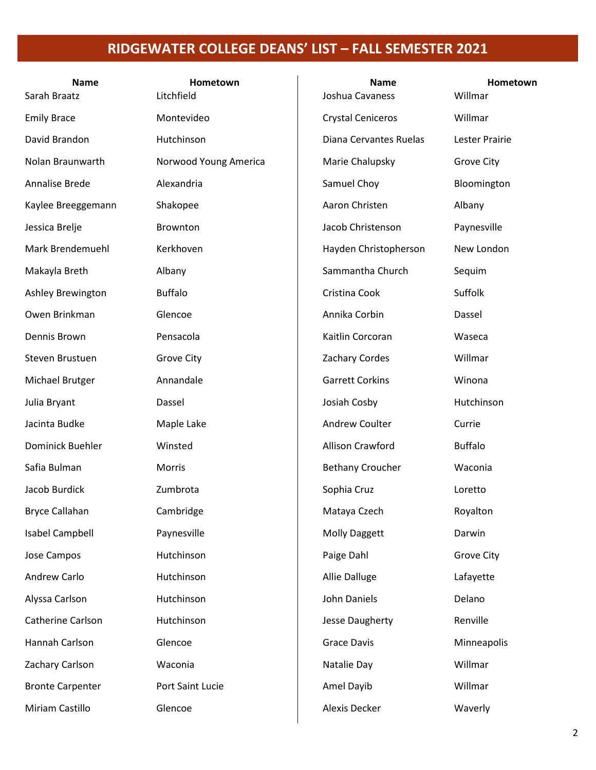# RIDGEWATER COLLEGE DEANS' LIST – FALL SEMESTER 2021

| Name | Hometown |
|---|---|
| Sarah Braatz | Litchfield |
| Emily Brace | Montevideo |
| David Brandon | Hutchinson |
| Nolan Braunwarth | Norwood Young America |
| Annalise Brede | Alexandria |
| Kaylee Breeggemann | Shakopee |
| Jessica Brelje | Brownton |
| Mark Brendemuehl | Kerkhoven |
| Makayla Breth | Albany |
| Ashley Brewington | Buffalo |
| Owen Brinkman | Glencoe |
| Dennis Brown | Pensacola |
| Steven Brustuen | Grove City |
| Michael Brutger | Annandale |
| Julia Bryant | Dassel |
| Jacinta Budke | Maple Lake |
| Dominick Buehler | Winsted |
| Safia Bulman | Morris |
| Jacob Burdick | Zumbrota |
| Bryce Callahan | Cambridge |
| Isabel Campbell | Paynesville |
| Jose Campos | Hutchinson |
| Andrew Carlo | Hutchinson |
| Alyssa Carlson | Hutchinson |
| Catherine Carlson | Hutchinson |
| Hannah Carlson | Glencoe |
| Zachary Carlson | Waconia |
| Bronte Carpenter | Port Saint Lucie |
| Miriam Castillo | Glencoe |
| Joshua Cavaness | Willmar |
| Crystal Ceniceros | Willmar |
| Diana Cervantes Ruelas | Lester Prairie |
| Marie Chalupsky | Grove City |
| Samuel Choy | Bloomington |
| Aaron Christen | Albany |
| Jacob Christenson | Paynesville |
| Hayden Christopherson | New London |
| Sammantha Church | Sequim |
| Cristina Cook | Suffolk |
| Annika Corbin | Dassel |
| Kaitlin Corcoran | Waseca |
| Zachary Cordes | Willmar |
| Garrett Corkins | Winona |
| Josiah Cosby | Hutchinson |
| Andrew Coulter | Currie |
| Allison Crawford | Buffalo |
| Bethany Croucher | Waconia |
| Sophia Cruz | Loretto |
| Mataya Czech | Royalton |
| Molly Daggett | Darwin |
| Paige Dahl | Grove City |
| Allie Dalluge | Lafayette |
| John Daniels | Delano |
| Jesse Daugherty | Renville |
| Grace Davis | Minneapolis |
| Natalie Day | Willmar |
| Amel Dayib | Willmar |
| Alexis Decker | Waverly |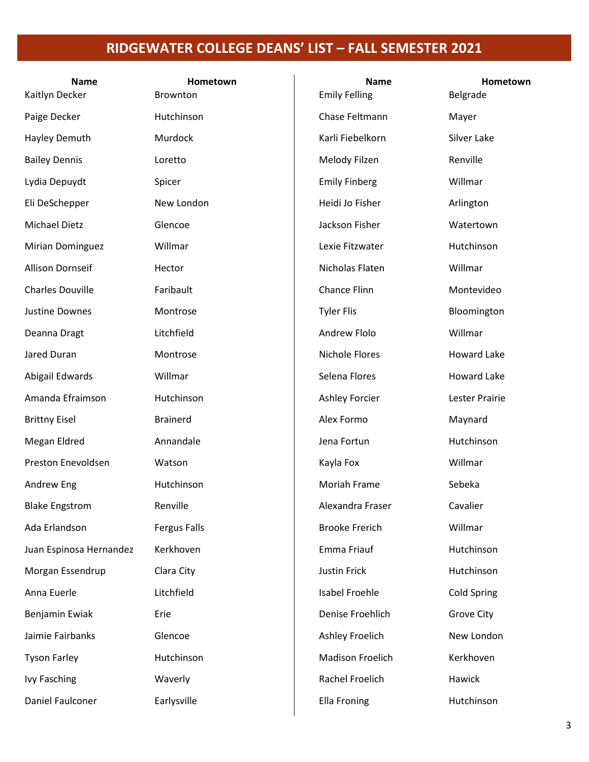# RIDGEWATER COLLEGE DEANS' LIST – FALL SEMESTER 2021

| Name | Hometown |
|---|---|
| Kaitlyn Decker | Brownton |
| Paige Decker | Hutchinson |
| Hayley Demuth | Murdock |
| Bailey Dennis | Loretto |
| Lydia Depuydt | Spicer |
| Eli DeSchepper | New London |
| Michael Dietz | Glencoe |
| Mirian Dominguez | Willmar |
| Allison Dornseif | Hector |
| Charles Douville | Faribault |
| Justine Downes | Montrose |
| Deanna Dragt | Litchfield |
| Jared Duran | Montrose |
| Abigail Edwards | Willmar |
| Amanda Efraimson | Hutchinson |
| Brittny Eisel | Brainerd |
| Megan Eldred | Annandale |
| Preston Enevoldsen | Watson |
| Andrew Eng | Hutchinson |
| Blake Engstrom | Renville |
| Ada Erlandson | Fergus Falls |
| Juan Espinosa Hernandez | Kerkhoven |
| Morgan Essendrup | Clara City |
| Anna Euerle | Litchfield |
| Benjamin Ewiak | Erie |
| Jaimie Fairbanks | Glencoe |
| Tyson Farley | Hutchinson |
| Ivy Fasching | Waverly |
| Daniel Faulconer | Earlysville |
| Emily Felling | Belgrade |
| Chase Feltmann | Mayer |
| Karli Fiebelkorn | Silver Lake |
| Melody Filzen | Renville |
| Emily Finberg | Willmar |
| Heidi Jo Fisher | Arlington |
| Jackson Fisher | Watertown |
| Lexie Fitzwater | Hutchinson |
| Nicholas Flaten | Willmar |
| Chance Flinn | Montevideo |
| Tyler Flis | Bloomington |
| Andrew Flolo | Willmar |
| Nichole Flores | Howard Lake |
| Selena Flores | Howard Lake |
| Ashley Forcier | Lester Prairie |
| Alex Formo | Maynard |
| Jena Fortun | Hutchinson |
| Kayla Fox | Willmar |
| Moriah Frame | Sebeka |
| Alexandra Fraser | Cavalier |
| Brooke Frerich | Willmar |
| Emma Friauf | Hutchinson |
| Justin Frick | Hutchinson |
| Isabel Froehle | Cold Spring |
| Denise Froehlich | Grove City |
| Ashley Froelich | New London |
| Madison Froelich | Kerkhoven |
| Rachel Froelich | Hawick |
| Ella Froning | Hutchinson |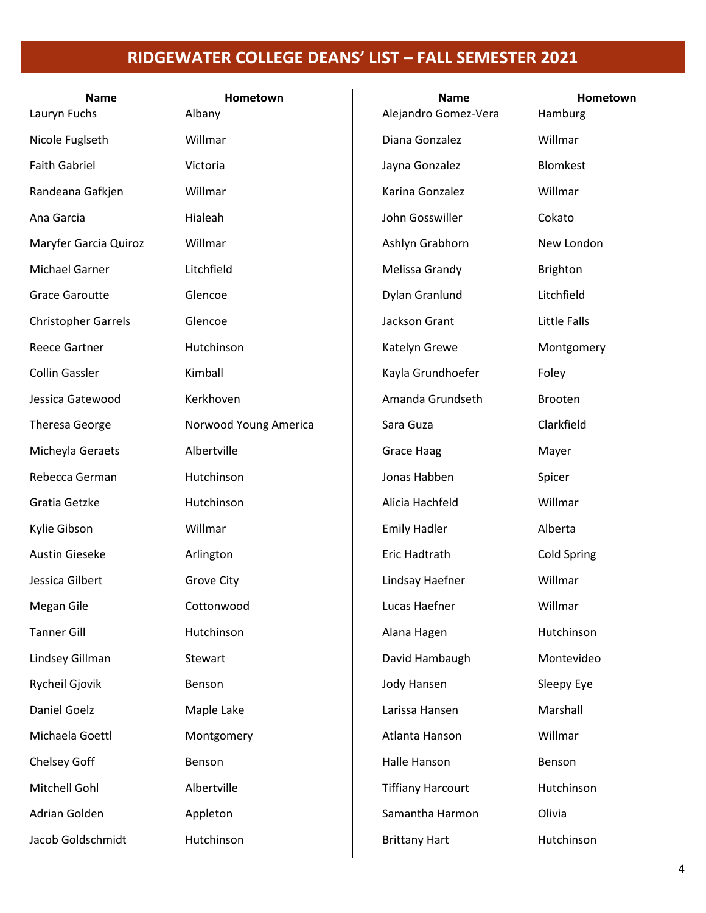# RIDGEWATER COLLEGE DEANS' LIST – FALL SEMESTER 2021

| Name | Hometown |
| --- | --- |
| Lauryn Fuchs | Albany |
| Nicole Fuglseth | Willmar |
| Faith Gabriel | Victoria |
| Randeana Gafkjen | Willmar |
| Ana Garcia | Hialeah |
| Maryfer Garcia Quiroz | Willmar |
| Michael Garner | Litchfield |
| Grace Garoutte | Glencoe |
| Christopher Garrels | Glencoe |
| Reece Gartner | Hutchinson |
| Collin Gassler | Kimball |
| Jessica Gatewood | Kerkhoven |
| Theresa George | Norwood Young America |
| Micheyla Geraets | Albertville |
| Rebecca German | Hutchinson |
| Gratia Getzke | Hutchinson |
| Kylie Gibson | Willmar |
| Austin Gieseke | Arlington |
| Jessica Gilbert | Grove City |
| Megan Gile | Cottonwood |
| Tanner Gill | Hutchinson |
| Lindsey Gillman | Stewart |
| Rycheil Gjovik | Benson |
| Daniel Goelz | Maple Lake |
| Michaela Goettl | Montgomery |
| Chelsey Goff | Benson |
| Mitchell Gohl | Albertville |
| Adrian Golden | Appleton |
| Jacob Goldschmidt | Hutchinson |
| Alejandro Gomez-Vera | Hamburg |
| Diana Gonzalez | Willmar |
| Jayna Gonzalez | Blomkest |
| Karina Gonzalez | Willmar |
| John Gosswiller | Cokato |
| Ashlyn Grabhorn | New London |
| Melissa Grandy | Brighton |
| Dylan Granlund | Litchfield |
| Jackson Grant | Little Falls |
| Katelyn Grewe | Montgomery |
| Kayla Grundhoefer | Foley |
| Amanda Grundseth | Brooten |
| Sara Guza | Clarkfield |
| Grace Haag | Mayer |
| Jonas Habben | Spicer |
| Alicia Hachfeld | Willmar |
| Emily Hadler | Alberta |
| Eric Hadtrath | Cold Spring |
| Lindsay Haefner | Willmar |
| Lucas Haefner | Willmar |
| Alana Hagen | Hutchinson |
| David Hambaugh | Montevideo |
| Jody Hansen | Sleepy Eye |
| Larissa Hansen | Marshall |
| Atlanta Hanson | Willmar |
| Halle Hanson | Benson |
| Tiffiany Harcourt | Hutchinson |
| Samantha Harmon | Olivia |
| Brittany Hart | Hutchinson |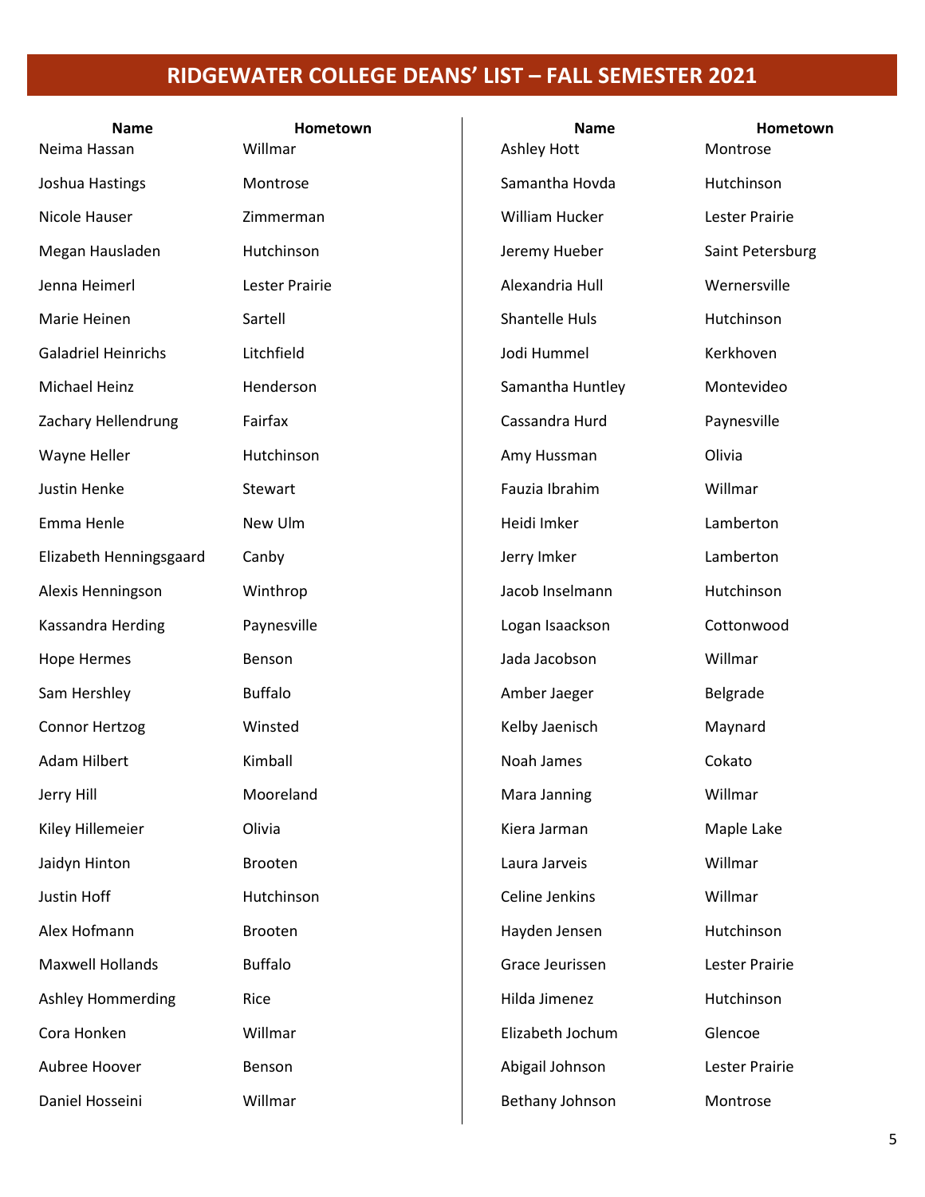# RIDGEWATER COLLEGE DEANS' LIST – FALL SEMESTER 2021

| Name | Hometown |
|---|---|
| Neima Hassan | Willmar |
| Joshua Hastings | Montrose |
| Nicole Hauser | Zimmerman |
| Megan Hausladen | Hutchinson |
| Jenna Heimerl | Lester Prairie |
| Marie Heinen | Sartell |
| Galadriel Heinrichs | Litchfield |
| Michael Heinz | Henderson |
| Zachary Hellendrung | Fairfax |
| Wayne Heller | Hutchinson |
| Justin Henke | Stewart |
| Emma Henle | New Ulm |
| Elizabeth Henningsgaard | Canby |
| Alexis Henningson | Winthrop |
| Kassandra Herding | Paynesville |
| Hope Hermes | Benson |
| Sam Hershley | Buffalo |
| Connor Hertzog | Winsted |
| Adam Hilbert | Kimball |
| Jerry Hill | Mooreland |
| Kiley Hillemeier | Olivia |
| Jaidyn Hinton | Brooten |
| Justin Hoff | Hutchinson |
| Alex Hofmann | Brooten |
| Maxwell Hollands | Buffalo |
| Ashley Hommerding | Rice |
| Cora Honken | Willmar |
| Aubree Hoover | Benson |
| Daniel Hosseini | Willmar |
| Ashley Hott | Montrose |
| Samantha Hovda | Hutchinson |
| William Hucker | Lester Prairie |
| Jeremy Hueber | Saint Petersburg |
| Alexandria Hull | Wernersville |
| Shantelle Huls | Hutchinson |
| Jodi Hummel | Kerkhoven |
| Samantha Huntley | Montevideo |
| Cassandra Hurd | Paynesville |
| Amy Hussman | Olivia |
| Fauzia Ibrahim | Willmar |
| Heidi Imker | Lamberton |
| Jerry Imker | Lamberton |
| Jacob Inselmann | Hutchinson |
| Logan Isaackson | Cottonwood |
| Jada Jacobson | Willmar |
| Amber Jaeger | Belgrade |
| Kelby Jaenisch | Maynard |
| Noah James | Cokato |
| Mara Janning | Willmar |
| Kiera Jarman | Maple Lake |
| Laura Jarveis | Willmar |
| Celine Jenkins | Willmar |
| Hayden Jensen | Hutchinson |
| Grace Jeurissen | Lester Prairie |
| Hilda Jimenez | Hutchinson |
| Elizabeth Jochum | Glencoe |
| Abigail Johnson | Lester Prairie |
| Bethany Johnson | Montrose |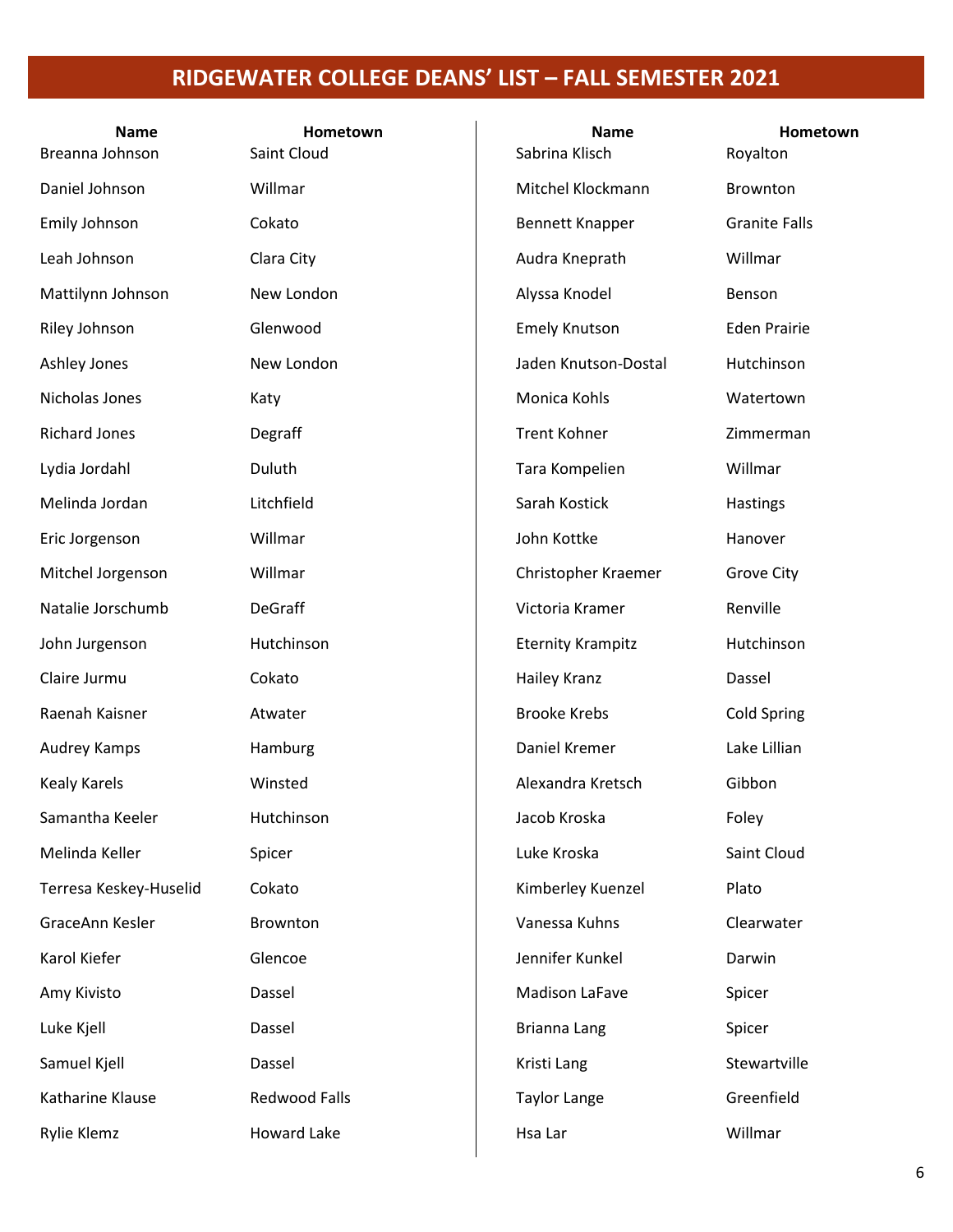# RIDGEWATER COLLEGE DEANS' LIST – FALL SEMESTER 2021

| Name | Hometown |
|---|---|
| Breanna Johnson | Saint Cloud |
| Daniel Johnson | Willmar |
| Emily Johnson | Cokato |
| Leah Johnson | Clara City |
| Mattilynn Johnson | New London |
| Riley Johnson | Glenwood |
| Ashley Jones | New London |
| Nicholas Jones | Katy |
| Richard Jones | Degraff |
| Lydia Jordahl | Duluth |
| Melinda Jordan | Litchfield |
| Eric Jorgenson | Willmar |
| Mitchel Jorgenson | Willmar |
| Natalie Jorschumb | DeGraff |
| John Jurgenson | Hutchinson |
| Claire Jurmu | Cokato |
| Raenah Kaisner | Atwater |
| Audrey Kamps | Hamburg |
| Kealy Karels | Winsted |
| Samantha Keeler | Hutchinson |
| Melinda Keller | Spicer |
| Terresa Keskey-Huselid | Cokato |
| GraceAnn Kesler | Brownton |
| Karol Kiefer | Glencoe |
| Amy Kivisto | Dassel |
| Luke Kjell | Dassel |
| Samuel Kjell | Dassel |
| Katharine Klause | Redwood Falls |
| Rylie Klemz | Howard Lake |
| Sabrina Klisch | Royalton |
| Mitchel Klockmann | Brownton |
| Bennett Knapper | Granite Falls |
| Audra Kneprath | Willmar |
| Alyssa Knodel | Benson |
| Emely Knutson | Eden Prairie |
| Jaden Knutson-Dostal | Hutchinson |
| Monica Kohls | Watertown |
| Trent Kohner | Zimmerman |
| Tara Kompelien | Willmar |
| Sarah Kostick | Hastings |
| John Kottke | Hanover |
| Christopher Kraemer | Grove City |
| Victoria Kramer | Renville |
| Eternity Krampitz | Hutchinson |
| Hailey Kranz | Dassel |
| Brooke Krebs | Cold Spring |
| Daniel Kremer | Lake Lillian |
| Alexandra Kretsch | Gibbon |
| Jacob Kroska | Foley |
| Luke Kroska | Saint Cloud |
| Kimberley Kuenzel | Plato |
| Vanessa Kuhns | Clearwater |
| Jennifer Kunkel | Darwin |
| Madison LaFave | Spicer |
| Brianna Lang | Spicer |
| Kristi Lang | Stewartville |
| Taylor Lange | Greenfield |
| Hsa Lar | Willmar |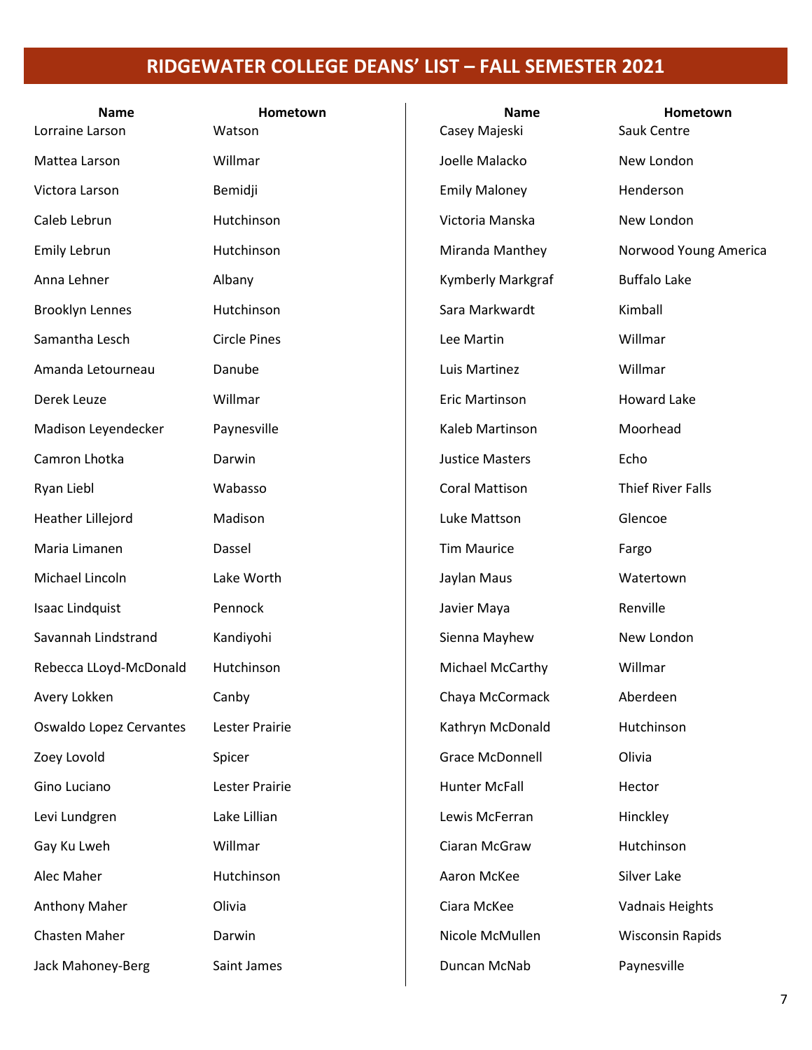# RIDGEWATER COLLEGE DEANS' LIST – FALL SEMESTER 2021

| Name | Hometown |
|---|---|
| Lorraine Larson | Watson |
| Mattea Larson | Willmar |
| Victora Larson | Bemidji |
| Caleb Lebrun | Hutchinson |
| Emily Lebrun | Hutchinson |
| Anna Lehner | Albany |
| Brooklyn Lennes | Hutchinson |
| Samantha Lesch | Circle Pines |
| Amanda Letourneau | Danube |
| Derek Leuze | Willmar |
| Madison Leyendecker | Paynesville |
| Camron Lhotka | Darwin |
| Ryan Liebl | Wabasso |
| Heather Lillejord | Madison |
| Maria Limanen | Dassel |
| Michael Lincoln | Lake Worth |
| Isaac Lindquist | Pennock |
| Savannah Lindstrand | Kandiyohi |
| Rebecca LLoyd-McDonald | Hutchinson |
| Avery Lokken | Canby |
| Oswaldo Lopez Cervantes | Lester Prairie |
| Zoey Lovold | Spicer |
| Gino Luciano | Lester Prairie |
| Levi Lundgren | Lake Lillian |
| Gay Ku Lweh | Willmar |
| Alec Maher | Hutchinson |
| Anthony Maher | Olivia |
| Chasten Maher | Darwin |
| Jack Mahoney-Berg | Saint James |
| Casey Majeski | Sauk Centre |
| Joelle Malacko | New London |
| Emily Maloney | Henderson |
| Victoria Manska | New London |
| Miranda Manthey | Norwood Young America |
| Kymberly Markgraf | Buffalo Lake |
| Sara Markwardt | Kimball |
| Lee Martin | Willmar |
| Luis Martinez | Willmar |
| Eric Martinson | Howard Lake |
| Kaleb Martinson | Moorhead |
| Justice Masters | Echo |
| Coral Mattison | Thief River Falls |
| Luke Mattson | Glencoe |
| Tim Maurice | Fargo |
| Jaylan Maus | Watertown |
| Javier Maya | Renville |
| Sienna Mayhew | New London |
| Michael McCarthy | Willmar |
| Chaya McCormack | Aberdeen |
| Kathryn McDonald | Hutchinson |
| Grace McDonnell | Olivia |
| Hunter McFall | Hector |
| Lewis McFerran | Hinckley |
| Ciaran McGraw | Hutchinson |
| Aaron McKee | Silver Lake |
| Ciara McKee | Vadnais Heights |
| Nicole McMullen | Wisconsin Rapids |
| Duncan McNab | Paynesville |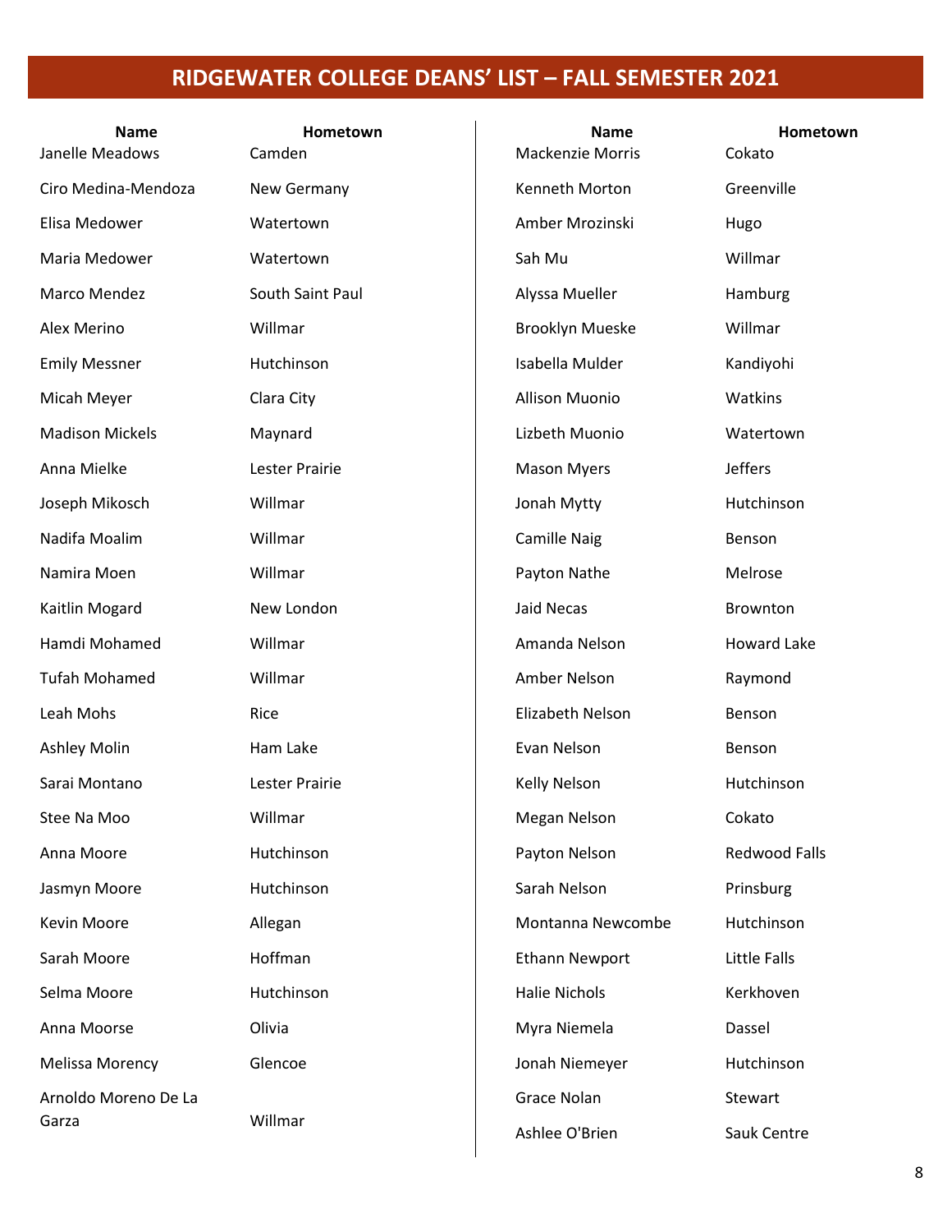# RIDGEWATER COLLEGE DEANS' LIST – FALL SEMESTER 2021

| Name | Hometown |
|---|---|
| Janelle Meadows | Camden |
| Ciro Medina-Mendoza | New Germany |
| Elisa Medower | Watertown |
| Maria Medower | Watertown |
| Marco Mendez | South Saint Paul |
| Alex Merino | Willmar |
| Emily Messner | Hutchinson |
| Micah Meyer | Clara City |
| Madison Mickels | Maynard |
| Anna Mielke | Lester Prairie |
| Joseph Mikosch | Willmar |
| Nadifa Moalim | Willmar |
| Namira Moen | Willmar |
| Kaitlin Mogard | New London |
| Hamdi Mohamed | Willmar |
| Tufah Mohamed | Willmar |
| Leah Mohs | Rice |
| Ashley Molin | Ham Lake |
| Sarai Montano | Lester Prairie |
| Stee Na Moo | Willmar |
| Anna Moore | Hutchinson |
| Jasmyn Moore | Hutchinson |
| Kevin Moore | Allegan |
| Sarah Moore | Hoffman |
| Selma Moore | Hutchinson |
| Anna Moorse | Olivia |
| Melissa Morency | Glencoe |
| Arnoldo Moreno De La Garza | Willmar |
| Mackenzie Morris | Cokato |
| Kenneth Morton | Greenville |
| Amber Mrozinski | Hugo |
| Sah Mu | Willmar |
| Alyssa Mueller | Hamburg |
| Brooklyn Mueske | Willmar |
| Isabella Mulder | Kandiyohi |
| Allison Muonio | Watkins |
| Lizbeth Muonio | Watertown |
| Mason Myers | Jeffers |
| Jonah Mytty | Hutchinson |
| Camille Naig | Benson |
| Payton Nathe | Melrose |
| Jaid Necas | Brownton |
| Amanda Nelson | Howard Lake |
| Amber Nelson | Raymond |
| Elizabeth Nelson | Benson |
| Evan Nelson | Benson |
| Kelly Nelson | Hutchinson |
| Megan Nelson | Cokato |
| Payton Nelson | Redwood Falls |
| Sarah Nelson | Prinsburg |
| Montanna Newcombe | Hutchinson |
| Ethann Newport | Little Falls |
| Halie Nichols | Kerkhoven |
| Myra Niemela | Dassel |
| Jonah Niemeyer | Hutchinson |
| Grace Nolan | Stewart |
| Ashlee O'Brien | Sauk Centre |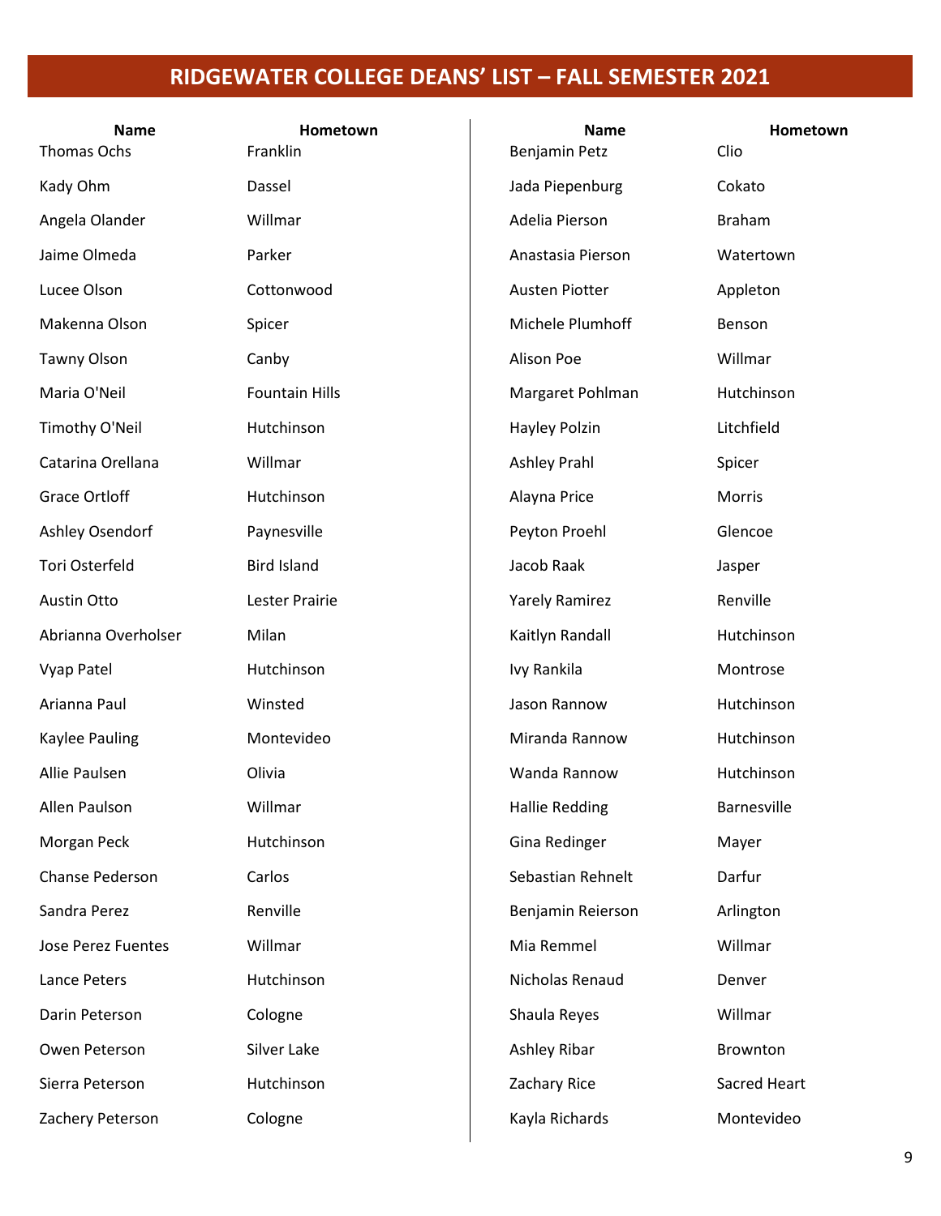# RIDGEWATER COLLEGE DEANS' LIST – FALL SEMESTER 2021

| Name | Hometown |
|---|---|
| Thomas Ochs | Franklin |
| Kady Ohm | Dassel |
| Angela Olander | Willmar |
| Jaime Olmeda | Parker |
| Lucee Olson | Cottonwood |
| Makenna Olson | Spicer |
| Tawny Olson | Canby |
| Maria O'Neil | Fountain Hills |
| Timothy O'Neil | Hutchinson |
| Catarina Orellana | Willmar |
| Grace Ortloff | Hutchinson |
| Ashley Osendorf | Paynesville |
| Tori Osterfeld | Bird Island |
| Austin Otto | Lester Prairie |
| Abrianna Overholser | Milan |
| Vyap Patel | Hutchinson |
| Arianna Paul | Winsted |
| Kaylee Pauling | Montevideo |
| Allie Paulsen | Olivia |
| Allen Paulson | Willmar |
| Morgan Peck | Hutchinson |
| Chanse Pederson | Carlos |
| Sandra Perez | Renville |
| Jose Perez Fuentes | Willmar |
| Lance Peters | Hutchinson |
| Darin Peterson | Cologne |
| Owen Peterson | Silver Lake |
| Sierra Peterson | Hutchinson |
| Zachery Peterson | Cologne |
| Benjamin Petz | Clio |
| Jada Piepenburg | Cokato |
| Adelia Pierson | Braham |
| Anastasia Pierson | Watertown |
| Austen Piotter | Appleton |
| Michele Plumhoff | Benson |
| Alison Poe | Willmar |
| Margaret Pohlman | Hutchinson |
| Hayley Polzin | Litchfield |
| Ashley Prahl | Spicer |
| Alayna Price | Morris |
| Peyton Proehl | Glencoe |
| Jacob Raak | Jasper |
| Yarely Ramirez | Renville |
| Kaitlyn Randall | Hutchinson |
| Ivy Rankila | Montrose |
| Jason Rannow | Hutchinson |
| Miranda Rannow | Hutchinson |
| Wanda Rannow | Hutchinson |
| Hallie Redding | Barnesville |
| Gina Redinger | Mayer |
| Sebastian Rehnelt | Darfur |
| Benjamin Reierson | Arlington |
| Mia Remmel | Willmar |
| Nicholas Renaud | Denver |
| Shaula Reyes | Willmar |
| Ashley Ribar | Brownton |
| Zachary Rice | Sacred Heart |
| Kayla Richards | Montevideo |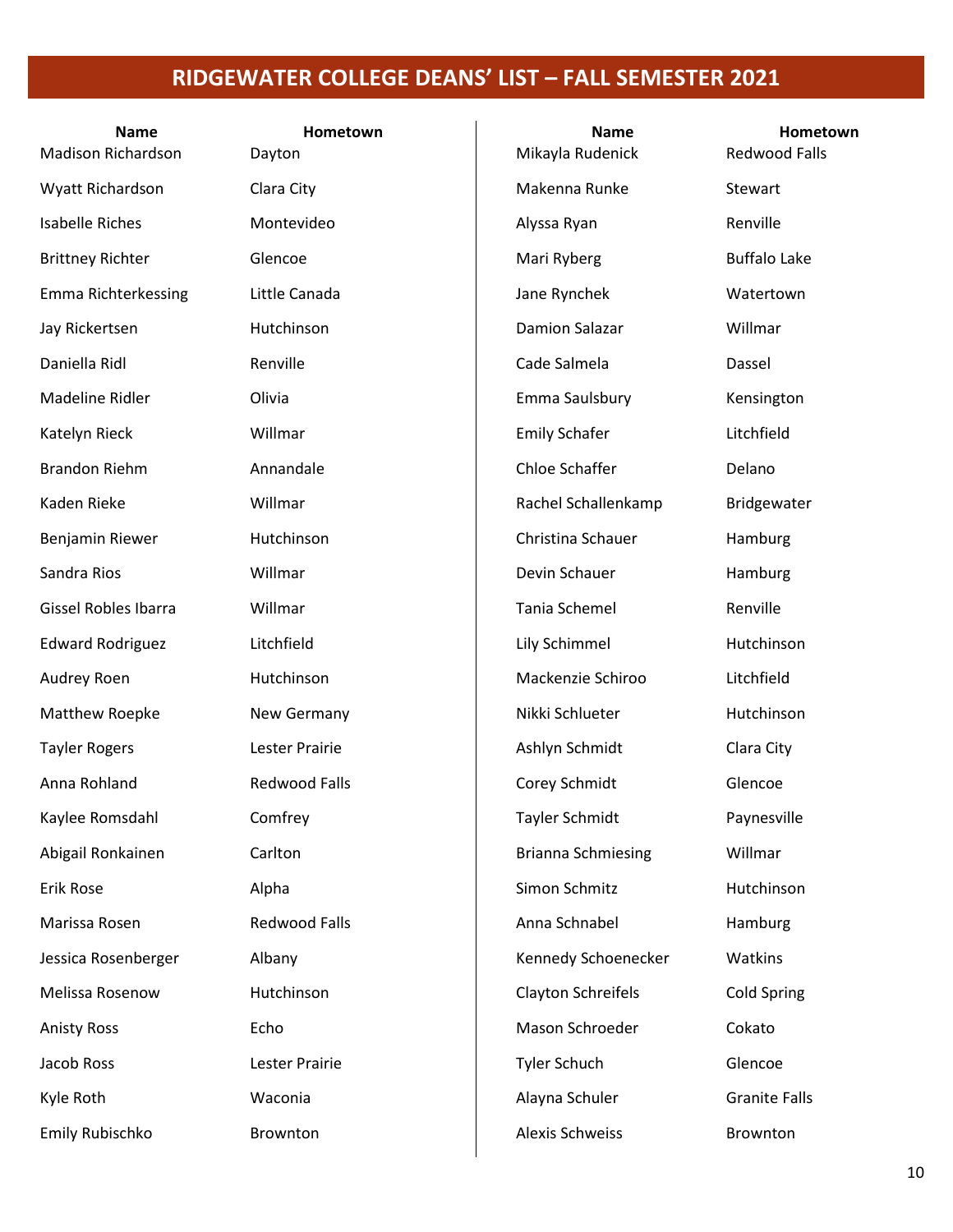# RIDGEWATER COLLEGE DEANS' LIST – FALL SEMESTER 2021

| Name | Hometown |
|---|---|
| Madison Richardson | Dayton |
| Wyatt Richardson | Clara City |
| Isabelle Riches | Montevideo |
| Brittney Richter | Glencoe |
| Emma Richterkessing | Little Canada |
| Jay Rickertsen | Hutchinson |
| Daniella Ridl | Renville |
| Madeline Ridler | Olivia |
| Katelyn Rieck | Willmar |
| Brandon Riehm | Annandale |
| Kaden Rieke | Willmar |
| Benjamin Riewer | Hutchinson |
| Sandra Rios | Willmar |
| Gissel Robles Ibarra | Willmar |
| Edward Rodriguez | Litchfield |
| Audrey Roen | Hutchinson |
| Matthew Roepke | New Germany |
| Tayler Rogers | Lester Prairie |
| Anna Rohland | Redwood Falls |
| Kaylee Romsdahl | Comfrey |
| Abigail Ronkainen | Carlton |
| Erik Rose | Alpha |
| Marissa Rosen | Redwood Falls |
| Jessica Rosenberger | Albany |
| Melissa Rosenow | Hutchinson |
| Anisty Ross | Echo |
| Jacob Ross | Lester Prairie |
| Kyle Roth | Waconia |
| Emily Rubischko | Brownton |
| Mikayla Rudenick | Redwood Falls |
| Makenna Runke | Stewart |
| Alyssa Ryan | Renville |
| Mari Ryberg | Buffalo Lake |
| Jane Rynchek | Watertown |
| Damion Salazar | Willmar |
| Cade Salmela | Dassel |
| Emma Saulsbury | Kensington |
| Emily Schafer | Litchfield |
| Chloe Schaffer | Delano |
| Rachel Schallenkamp | Bridgewater |
| Christina Schauer | Hamburg |
| Devin Schauer | Hamburg |
| Tania Schemel | Renville |
| Lily Schimmel | Hutchinson |
| Mackenzie Schiroo | Litchfield |
| Nikki Schlueter | Hutchinson |
| Ashlyn Schmidt | Clara City |
| Corey Schmidt | Glencoe |
| Tayler Schmidt | Paynesville |
| Brianna Schmiesing | Willmar |
| Simon Schmitz | Hutchinson |
| Anna Schnabel | Hamburg |
| Kennedy Schoenecker | Watkins |
| Clayton Schreifels | Cold Spring |
| Mason Schroeder | Cokato |
| Tyler Schuch | Glencoe |
| Alayna Schuler | Granite Falls |
| Alexis Schweiss | Brownton |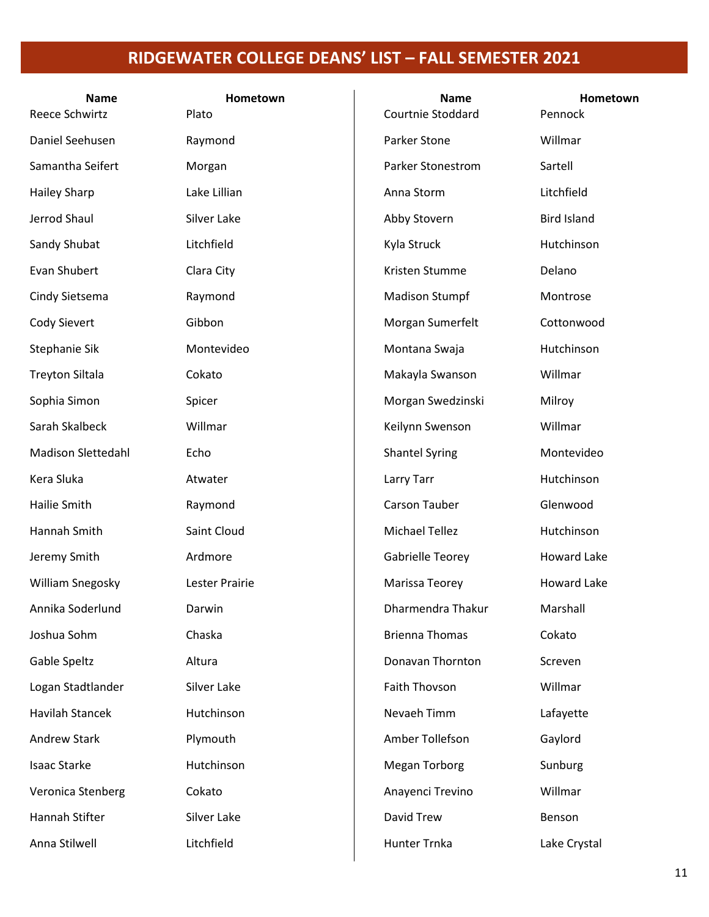# RIDGEWATER COLLEGE DEANS' LIST – FALL SEMESTER 2021

| Name | Hometown |
|---|---|
| Reece Schwirtz | Plato |
| Daniel Seehusen | Raymond |
| Samantha Seifert | Morgan |
| Hailey Sharp | Lake Lillian |
| Jerrod Shaul | Silver Lake |
| Sandy Shubat | Litchfield |
| Evan Shubert | Clara City |
| Cindy Sietsema | Raymond |
| Cody Sievert | Gibbon |
| Stephanie Sik | Montevideo |
| Treyton Siltala | Cokato |
| Sophia Simon | Spicer |
| Sarah Skalbeck | Willmar |
| Madison Slettedahl | Echo |
| Kera Sluka | Atwater |
| Hailie Smith | Raymond |
| Hannah Smith | Saint Cloud |
| Jeremy Smith | Ardmore |
| William Snegosky | Lester Prairie |
| Annika Soderlund | Darwin |
| Joshua Sohm | Chaska |
| Gable Speltz | Altura |
| Logan Stadtlander | Silver Lake |
| Havilah Stancek | Hutchinson |
| Andrew Stark | Plymouth |
| Isaac Starke | Hutchinson |
| Veronica Stenberg | Cokato |
| Hannah Stifter | Silver Lake |
| Anna Stilwell | Litchfield |
| Courtnie Stoddard | Pennock |
| Parker Stone | Willmar |
| Parker Stonestrom | Sartell |
| Anna Storm | Litchfield |
| Abby Stovern | Bird Island |
| Kyla Struck | Hutchinson |
| Kristen Stumme | Delano |
| Madison Stumpf | Montrose |
| Morgan Sumerfelt | Cottonwood |
| Montana Swaja | Hutchinson |
| Makayla Swanson | Willmar |
| Morgan Swedzinski | Milroy |
| Keilynn Swenson | Willmar |
| Shantel Syring | Montevideo |
| Larry Tarr | Hutchinson |
| Carson Tauber | Glenwood |
| Michael Tellez | Hutchinson |
| Gabrielle Teorey | Howard Lake |
| Marissa Teorey | Howard Lake |
| Dharmendra Thakur | Marshall |
| Brienna Thomas | Cokato |
| Donavan Thornton | Screven |
| Faith Thovson | Willmar |
| Nevaeh Timm | Lafayette |
| Amber Tollefson | Gaylord |
| Megan Torborg | Sunburg |
| Anayenci Trevino | Willmar |
| David Trew | Benson |
| Hunter Trnka | Lake Crystal |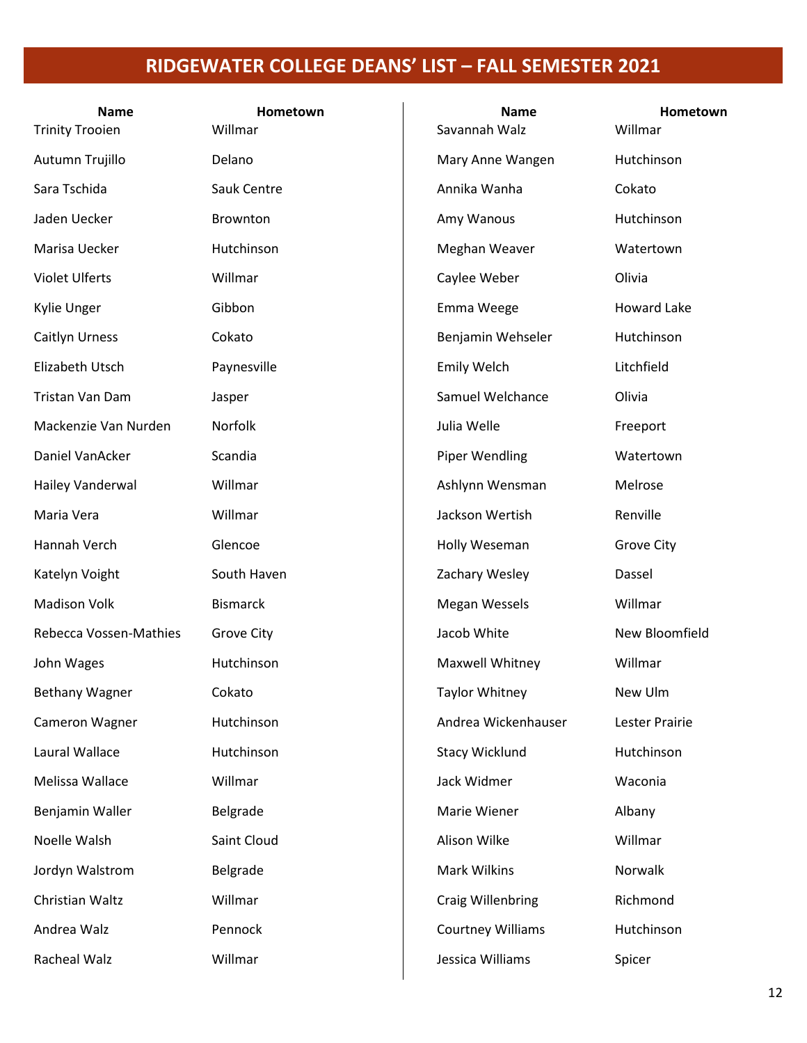# RIDGEWATER COLLEGE DEANS' LIST – FALL SEMESTER 2021

| Name | Hometown |
|---|---|
| Trinity Trooien | Willmar |
| Autumn Trujillo | Delano |
| Sara Tschida | Sauk Centre |
| Jaden Uecker | Brownton |
| Marisa Uecker | Hutchinson |
| Violet Ulferts | Willmar |
| Kylie Unger | Gibbon |
| Caitlyn Urness | Cokato |
| Elizabeth Utsch | Paynesville |
| Tristan Van Dam | Jasper |
| Mackenzie Van Nurden | Norfolk |
| Daniel VanAcker | Scandia |
| Hailey Vanderwal | Willmar |
| Maria Vera | Willmar |
| Hannah Verch | Glencoe |
| Katelyn Voight | South Haven |
| Madison Volk | Bismarck |
| Rebecca Vossen-Mathies | Grove City |
| John Wages | Hutchinson |
| Bethany Wagner | Cokato |
| Cameron Wagner | Hutchinson |
| Laural Wallace | Hutchinson |
| Melissa Wallace | Willmar |
| Benjamin Waller | Belgrade |
| Noelle Walsh | Saint Cloud |
| Jordyn Walstrom | Belgrade |
| Christian Waltz | Willmar |
| Andrea Walz | Pennock |
| Racheal Walz | Willmar |
| Savannah Walz | Willmar |
| Mary Anne Wangen | Hutchinson |
| Annika Wanha | Cokato |
| Amy Wanous | Hutchinson |
| Meghan Weaver | Watertown |
| Caylee Weber | Olivia |
| Emma Weege | Howard Lake |
| Benjamin Wehseler | Hutchinson |
| Emily Welch | Litchfield |
| Samuel Welchance | Olivia |
| Julia Welle | Freeport |
| Piper Wendling | Watertown |
| Ashlynn Wensman | Melrose |
| Jackson Wertish | Renville |
| Holly Weseman | Grove City |
| Zachary Wesley | Dassel |
| Megan Wessels | Willmar |
| Jacob White | New Bloomfield |
| Maxwell Whitney | Willmar |
| Taylor Whitney | New Ulm |
| Andrea Wickenhauser | Lester Prairie |
| Stacy Wicklund | Hutchinson |
| Jack Widmer | Waconia |
| Marie Wiener | Albany |
| Alison Wilke | Willmar |
| Mark Wilkins | Norwalk |
| Craig Willenbring | Richmond |
| Courtney Williams | Hutchinson |
| Jessica Williams | Spicer |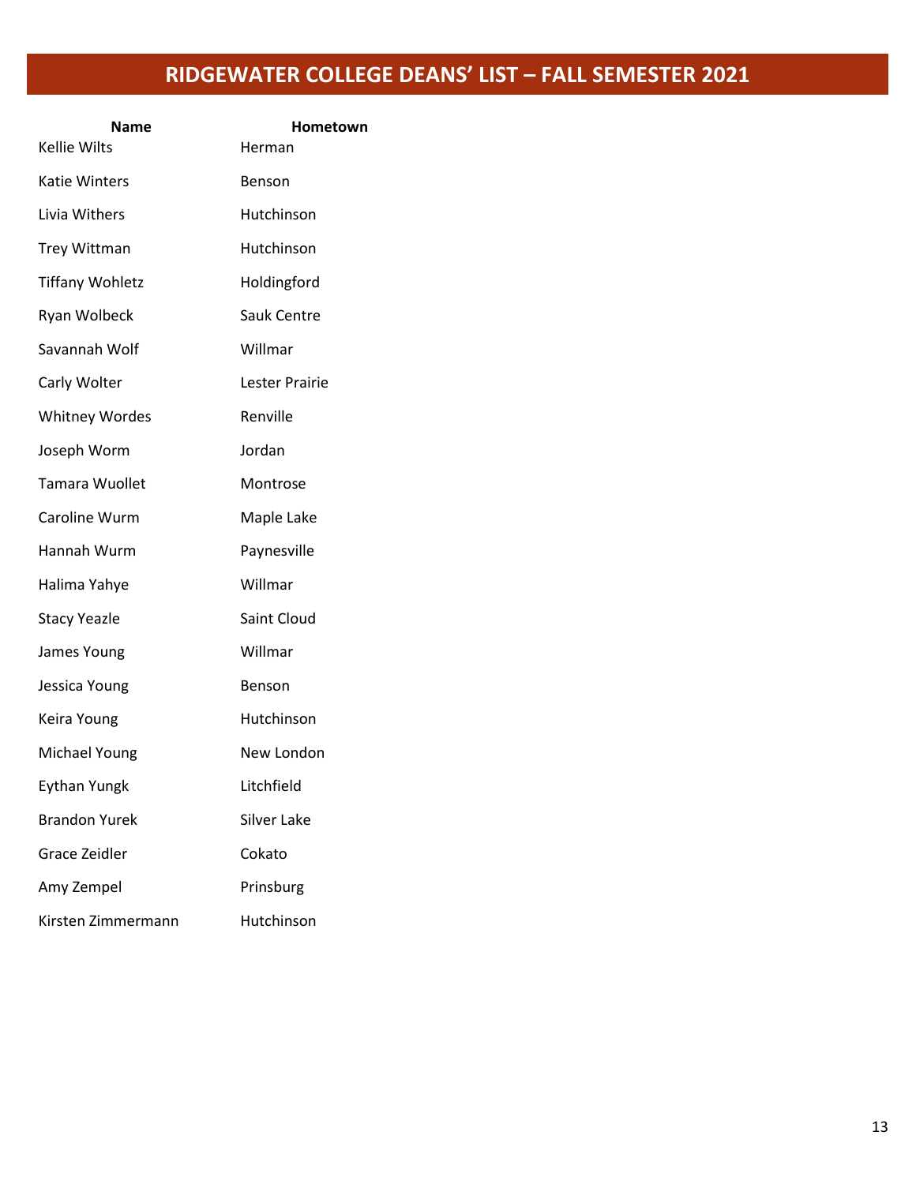# RIDGEWATER COLLEGE DEANS' LIST – FALL SEMESTER 2021

| Name | Hometown |
|---|---|
| Kellie Wilts | Herman |
| Katie Winters | Benson |
| Livia Withers | Hutchinson |
| Trey Wittman | Hutchinson |
| Tiffany Wohletz | Holdingford |
| Ryan Wolbeck | Sauk Centre |
| Savannah Wolf | Willmar |
| Carly Wolter | Lester Prairie |
| Whitney Wordes | Renville |
| Joseph Worm | Jordan |
| Tamara Wuollet | Montrose |
| Caroline Wurm | Maple Lake |
| Hannah Wurm | Paynesville |
| Halima Yahye | Willmar |
| Stacy Yeazle | Saint Cloud |
| James Young | Willmar |
| Jessica Young | Benson |
| Keira Young | Hutchinson |
| Michael Young | New London |
| Eythan Yungk | Litchfield |
| Brandon Yurek | Silver Lake |
| Grace Zeidler | Cokato |
| Amy Zempel | Prinsburg |
| Kirsten Zimmermann | Hutchinson |